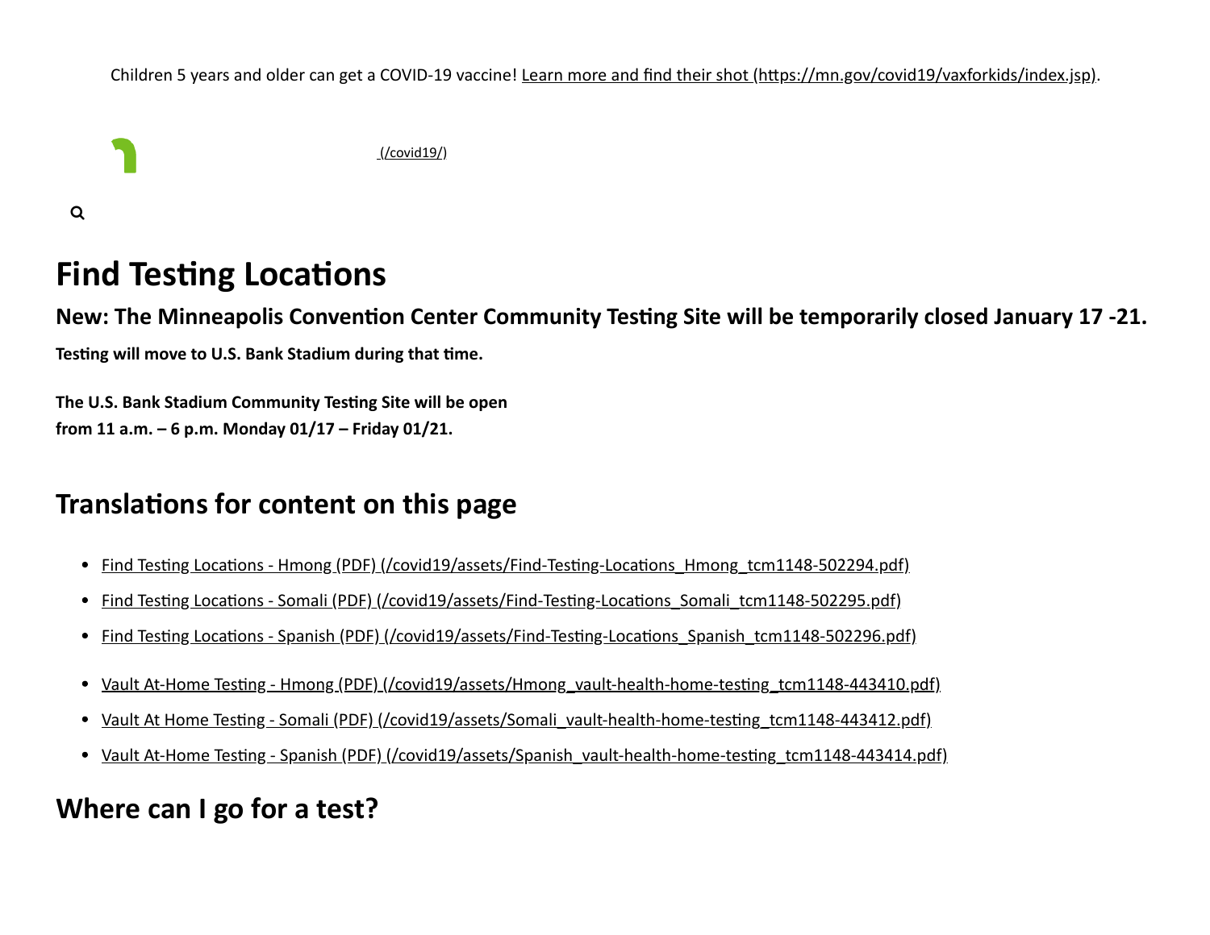Children 5 years and older can get a COVID-19 vaccine! Learn more and find their shot (https://mn.gov/covid19/vaxforkids/index.jsp).

(/covid19/)

# Find Testing Locations

## New: The Minneapolis Convention Center Community Testing Site will be temporarily closed January 17 -21.

**Testing will move to U.S. Bank Stadium during that time.**

**The U.S. Bank Stadium Community Testing Site will be open from 11 a.m. – 6 p.m. Monday 01/17 – Friday 01/21.**

## Translations for content on this page

- Find Testing Locations - Hmong (PDF) (/covid19/assets/Find-Testing-Locations_Hmong_tcm1148-502294.pdf)
- Find Testing Locations - Somali (PDF) (/covid19/assets/Find-Testing-Locations_Somali_tcm1148-502295.pdf)
- Find Testing Locations - Spanish (PDF) (/covid19/assets/Find-Testing-Locations_Spanish_tcm1148-502296.pdf)

- Vault At-Home Testing - Hmong (PDF) (/covid19/assets/Hmong_vault-health-home-testing_tcm1148-443410.pdf)
- Vault At Home Testing - Somali (PDF) (/covid19/assets/Somali_vault-health-home-testing_tcm1148-443412.pdf)
- Vault At-Home Testing - Spanish (PDF) (/covid19/assets/Spanish_vault-health-home-testing_tcm1148-443414.pdf)

## Where can I go for a test?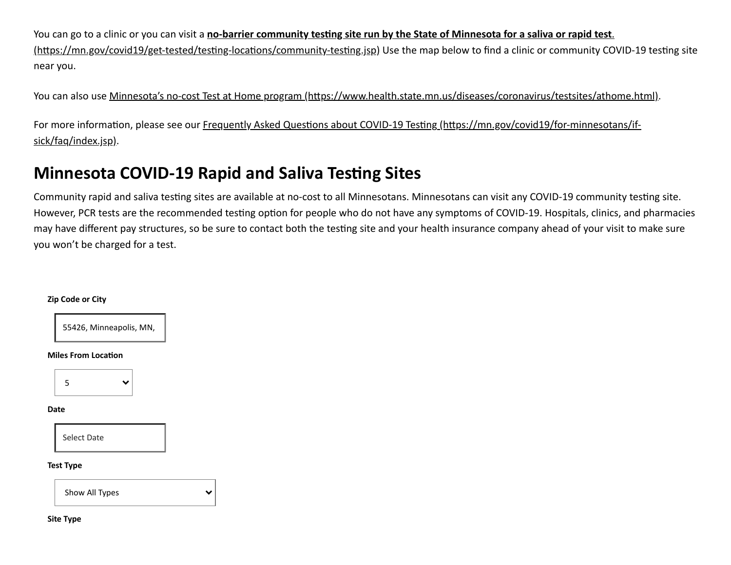You can go to a clinic or you can visit a **no-barrier community testing site run by the State of Minnesota for a saliva or rapid test**. (https://mn.gov/covid19/get-tested/testing-locations/community-testing.jsp) Use the map below to find a clinic or community COVID-19 testing site near you.

You can also use Minnesota's no-cost Test at Home program (https://www.health.state.mn.us/diseases/coronavirus/testsites/athome.html).

For more information, please see our Frequently Asked Questions about COVID-19 Testing (https://mn.gov/covid19/for-minnesotans/if-sick/faq/index.jsp).

## Minnesota COVID-19 Rapid and Saliva Testing Sites

Community rapid and saliva testing sites are available at no-cost to all Minnesotans. Minnesotans can visit any COVID-19 community testing site. However, PCR tests are the recommended testing option for people who do not have any symptoms of COVID-19. Hospitals, clinics, and pharmacies may have different pay structures, so be sure to contact both the testing site and your health insurance company ahead of your visit to make sure you won't be charged for a test.

**Zip Code or City**

55426, Minneapolis, MN,

**Miles From Location**

5

**Date**

Select Date

**Test Type**

Show All Types

**Site Type**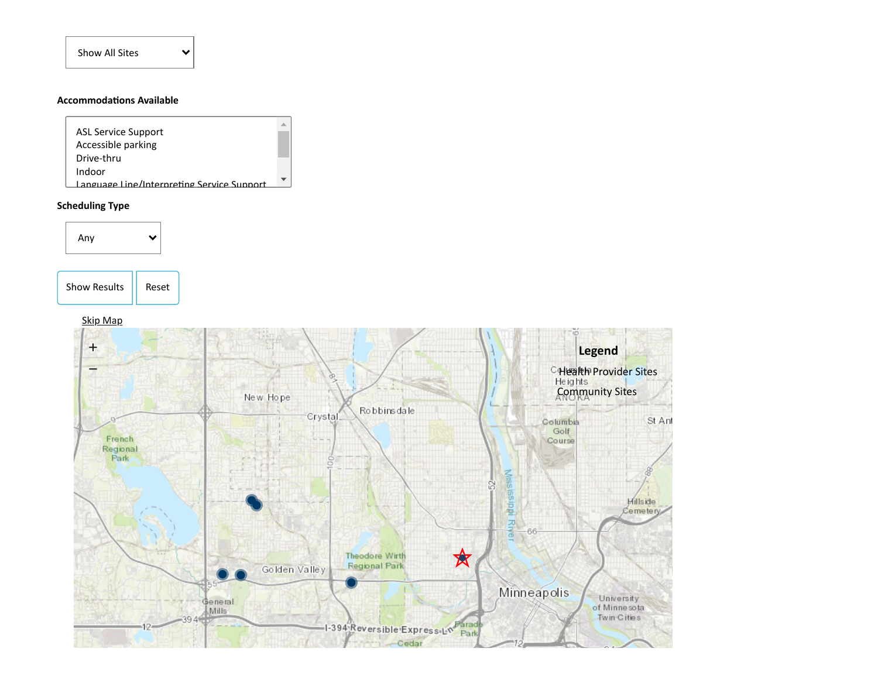Show All Sites

**Accommodations Available**

- ASL Service Support
- Accessible parking
- Drive-thru
- Indoor
- Language Line/Interpreting Service Support

**Scheduling Type**

Any

Show Results | Reset

Skip Map

Legend

Health Provider Sites

Community Sites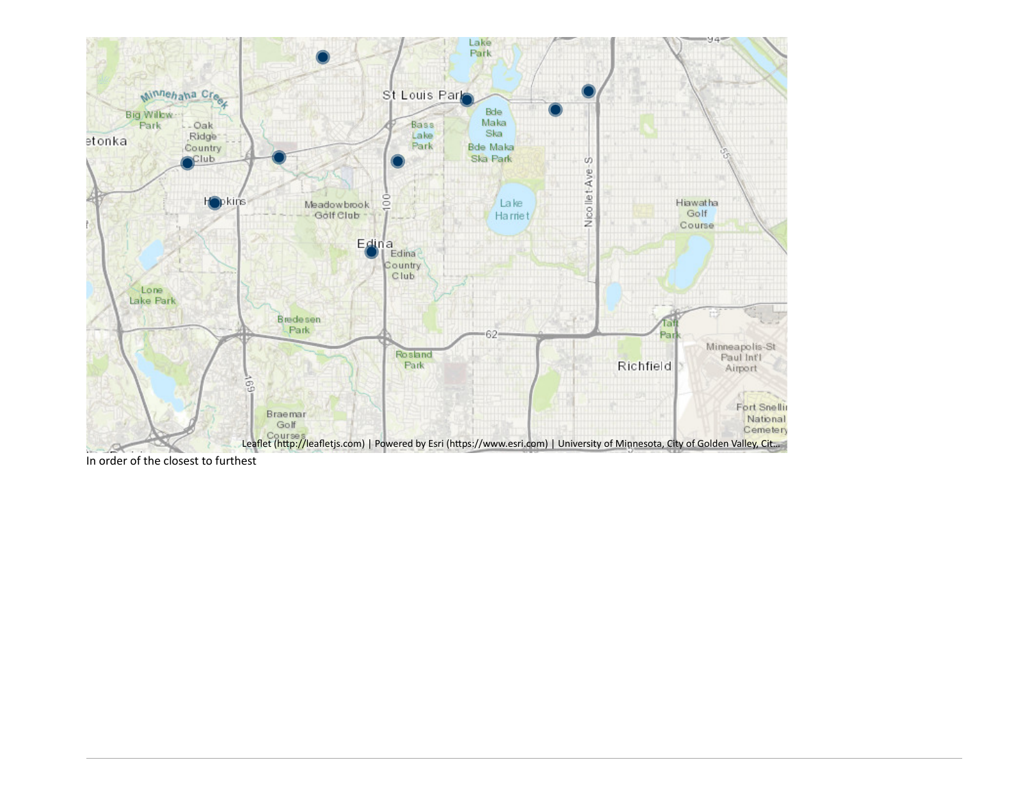In order of the closest to furthest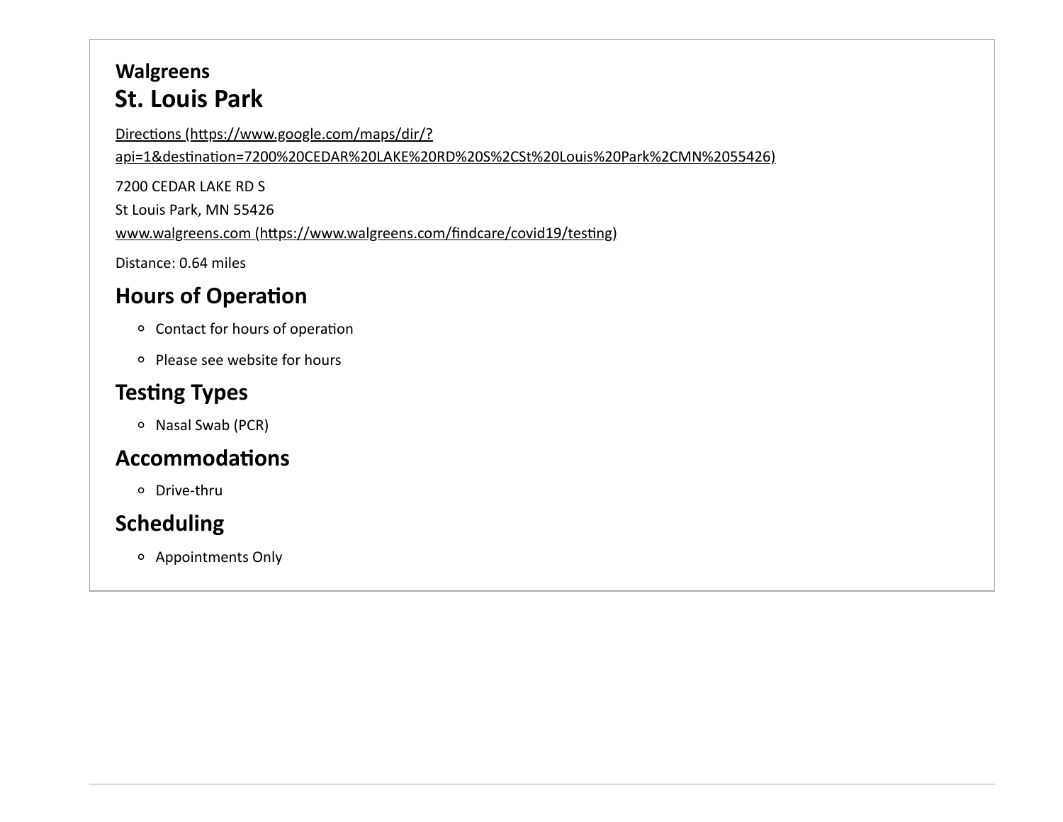**Walgreens**

## St. Louis Park

Directions (https://www.google.com/maps/dir/?api=1&destination=7200%20CEDAR%20LAKE%20RD%20S%2CSt%20Louis%20Park%2CMN%2055426)

7200 CEDAR LAKE RD S
St Louis Park, MN 55426
www.walgreens.com (https://www.walgreens.com/findcare/covid19/testing)

Distance: 0.64 miles

## Hours of Operation

- Contact for hours of operation
- Please see website for hours

## Testing Types

- Nasal Swab (PCR)

## Accommodations

- Drive-thru

## Scheduling

- Appointments Only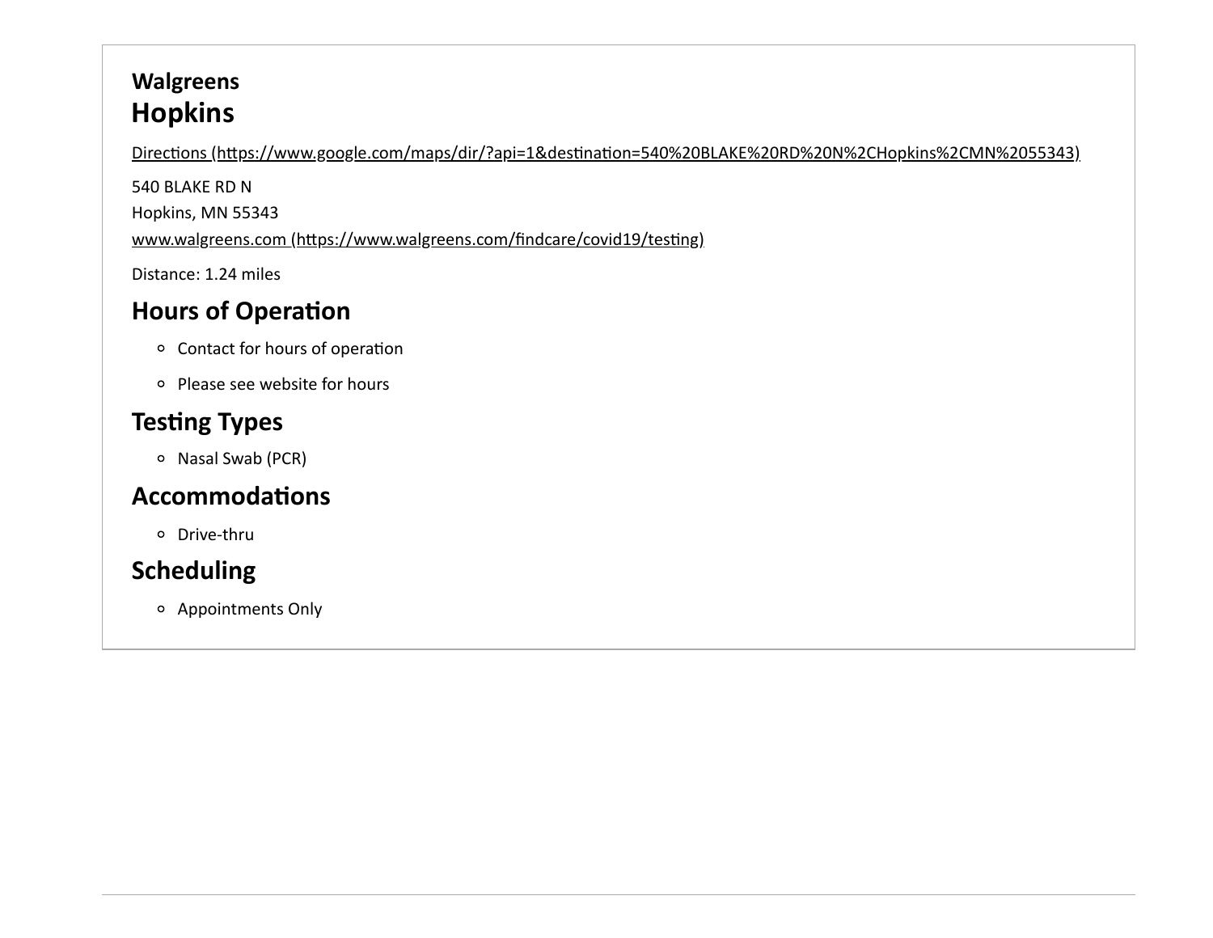**Walgreens**

# Hopkins

Directions (https://www.google.com/maps/dir/?api=1&destination=540%20BLAKE%20RD%20N%2CHopkins%2CMN%2055343)

540 BLAKE RD N
Hopkins, MN 55343
www.walgreens.com (https://www.walgreens.com/findcare/covid19/testing)

Distance: 1.24 miles

## Hours of Operation

- Contact for hours of operation
- Please see website for hours

## Testing Types

- Nasal Swab (PCR)

## Accommodations

- Drive-thru

## Scheduling

- Appointments Only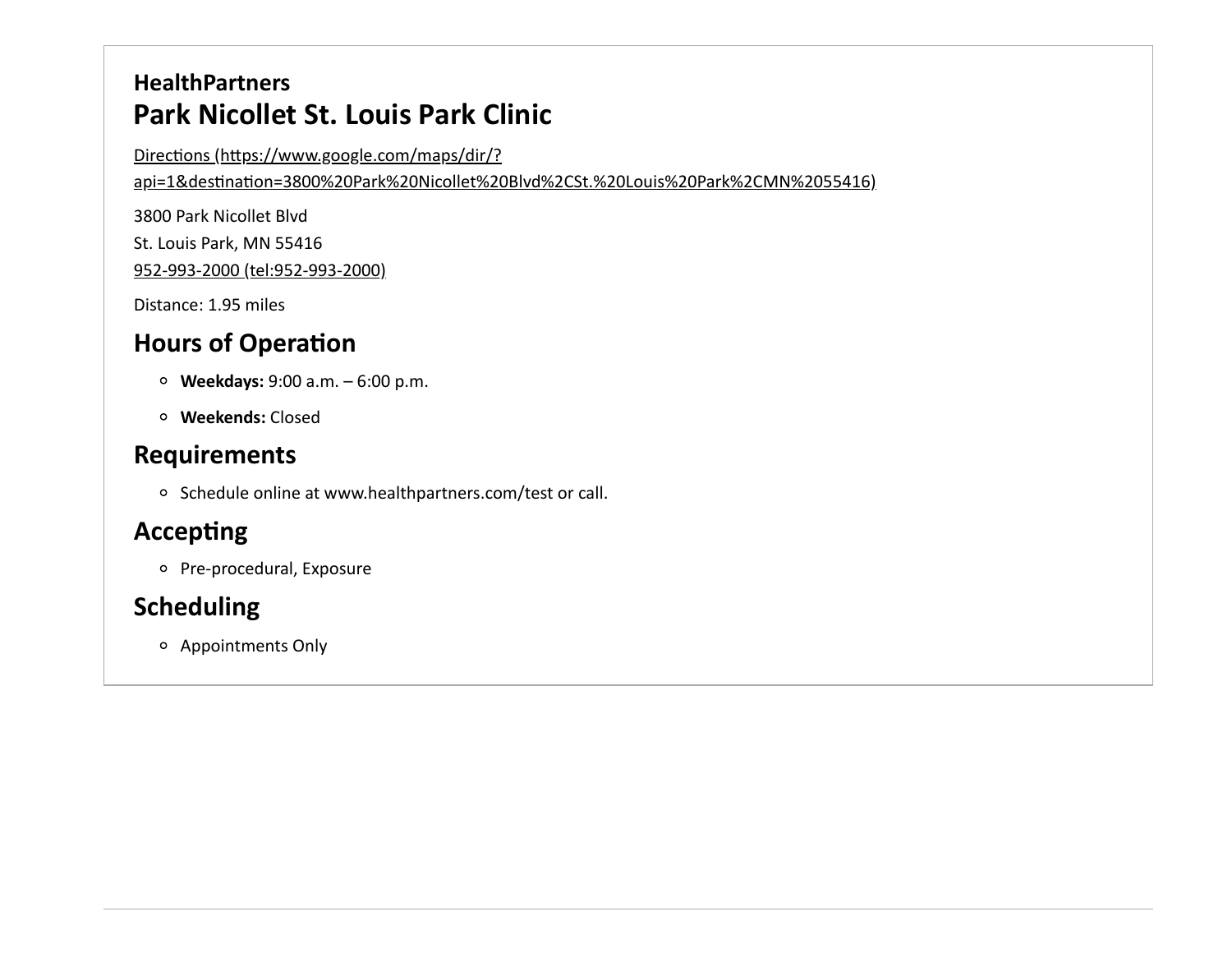**HealthPartners**

## Park Nicollet St. Louis Park Clinic

Directions (https://www.google.com/maps/dir/?api=1&destination=3800%20Park%20Nicollet%20Blvd%2CSt.%20Louis%20Park%2CMN%2055416)

3800 Park Nicollet Blvd
St. Louis Park, MN 55416
952-993-2000 (tel:952-993-2000)

Distance: 1.95 miles

## Hours of Operation

- **Weekdays:** 9:00 a.m. – 6:00 p.m.
- **Weekends:** Closed

## Requirements

- Schedule online at www.healthpartners.com/test or call.

## Accepting

- Pre-procedural, Exposure

## Scheduling

- Appointments Only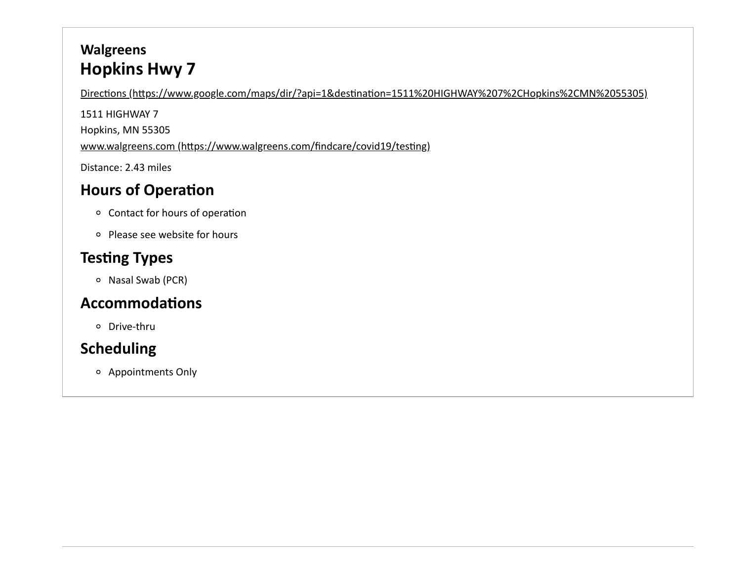**Walgreens**

## Hopkins Hwy 7

Directions (https://www.google.com/maps/dir/?api=1&destination=1511%20HIGHWAY%207%2CHopkins%2CMN%2055305)

1511 HIGHWAY 7

Hopkins, MN 55305

www.walgreens.com (https://www.walgreens.com/findcare/covid19/testing)

Distance: 2.43 miles

### Hours of Operation

- Contact for hours of operation
- Please see website for hours

### Testing Types

- Nasal Swab (PCR)

### Accommodations

- Drive-thru

### Scheduling

- Appointments Only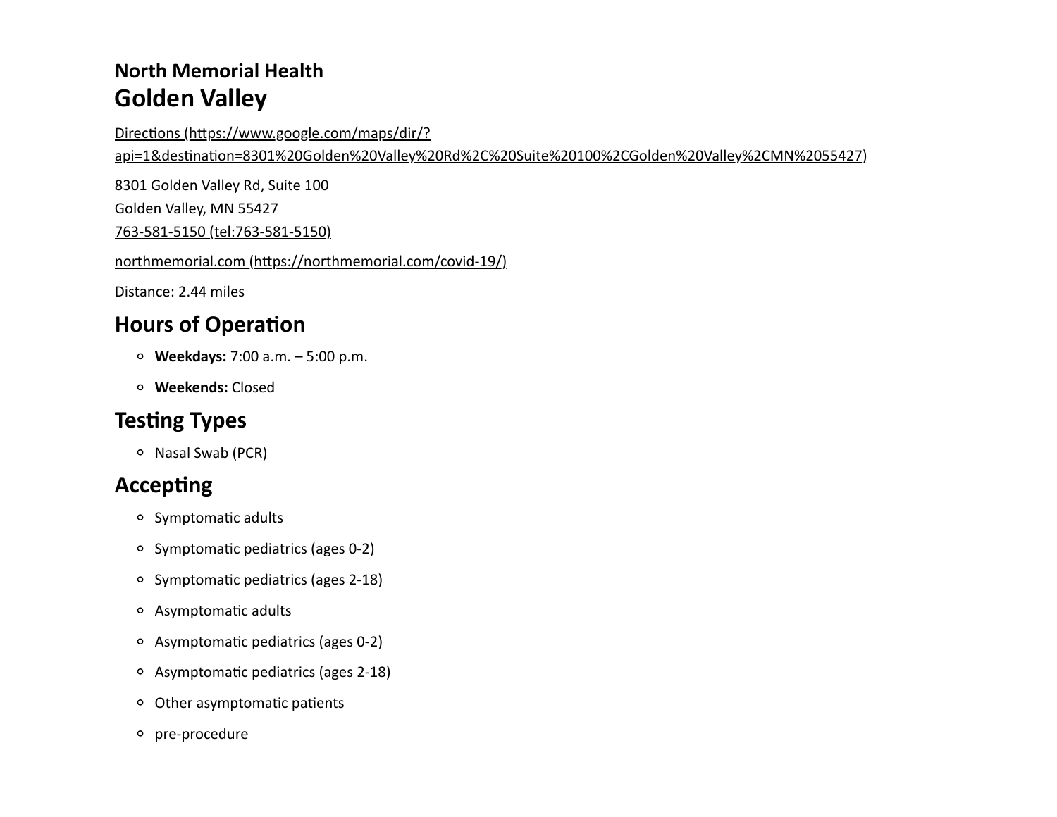**North Memorial Health**

## Golden Valley

Directions (https://www.google.com/maps/dir/?api=1&destination=8301%20Golden%20Valley%20Rd%2C%20Suite%20100%2CGolden%20Valley%2CMN%2055427)

8301 Golden Valley Rd, Suite 100
Golden Valley, MN 55427
763-581-5150 (tel:763-581-5150)

northmemorial.com (https://northmemorial.com/covid-19/)

Distance: 2.44 miles

### Hours of Operation

- **Weekdays:** 7:00 a.m. – 5:00 p.m.
- **Weekends:** Closed

### Testing Types

- Nasal Swab (PCR)

### Accepting

- Symptomatic adults
- Symptomatic pediatrics (ages 0-2)
- Symptomatic pediatrics (ages 2-18)
- Asymptomatic adults
- Asymptomatic pediatrics (ages 0-2)
- Asymptomatic pediatrics (ages 2-18)
- Other asymptomatic patients
- pre-procedure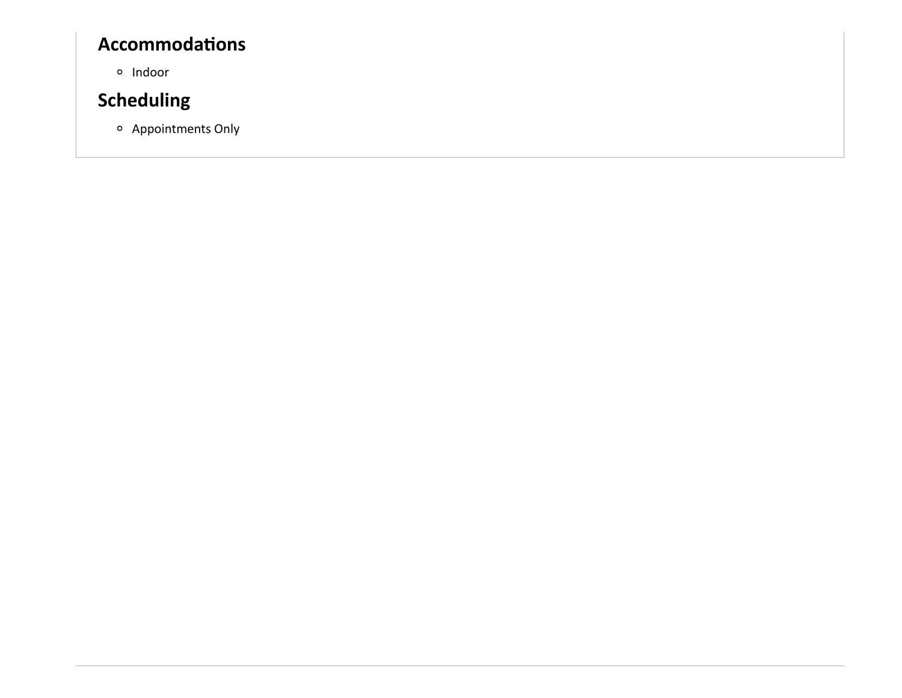### Accommodations

- Indoor

### Scheduling

- Appointments Only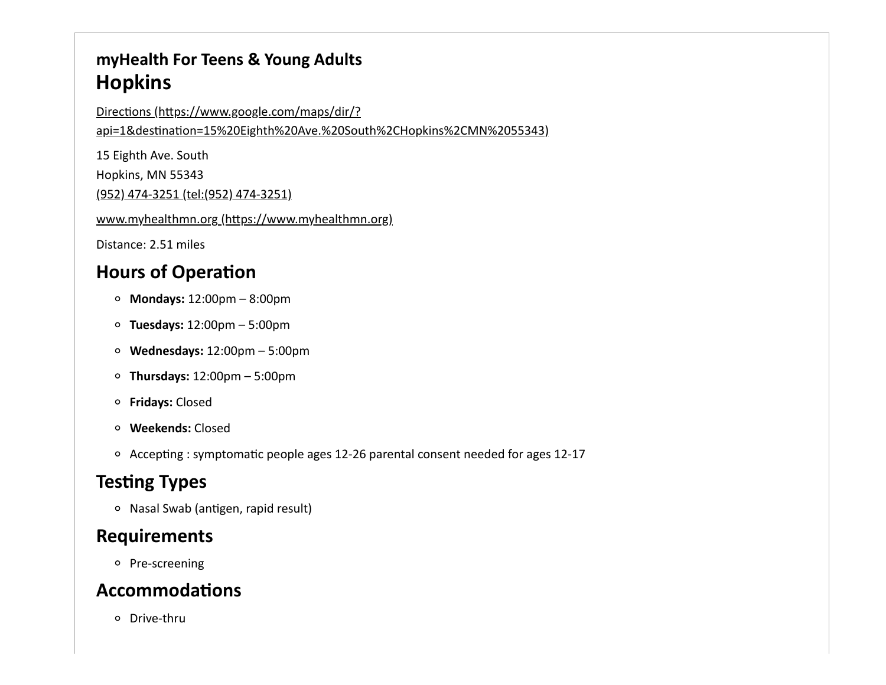**myHealth For Teens & Young Adults**

## Hopkins

[Directions (https://www.google.com/maps/dir/?api=1&destination=15%20Eighth%20Ave.%20South%2CHopkins%2CMN%2055343)](https://www.google.com/maps/dir/?api=1&destination=15%20Eighth%20Ave.%20South%2CHopkins%2CMN%2055343)

15 Eighth Ave. South

Hopkins, MN 55343

[(952) 474-3251 (tel:(952) 474-3251)](tel:(952) 474-3251)

[www.myhealthmn.org (https://www.myhealthmn.org)](https://www.myhealthmn.org)

Distance: 2.51 miles

### Hours of Operation

- **Mondays:** 12:00pm – 8:00pm
- **Tuesdays:** 12:00pm – 5:00pm
- **Wednesdays:** 12:00pm – 5:00pm
- **Thursdays:** 12:00pm – 5:00pm
- **Fridays:** Closed
- **Weekends:** Closed
- Accepting : symptomatic people ages 12-26 parental consent needed for ages 12-17

### Testing Types

- Nasal Swab (antigen, rapid result)

### Requirements

- Pre-screening

### Accommodations

- Drive-thru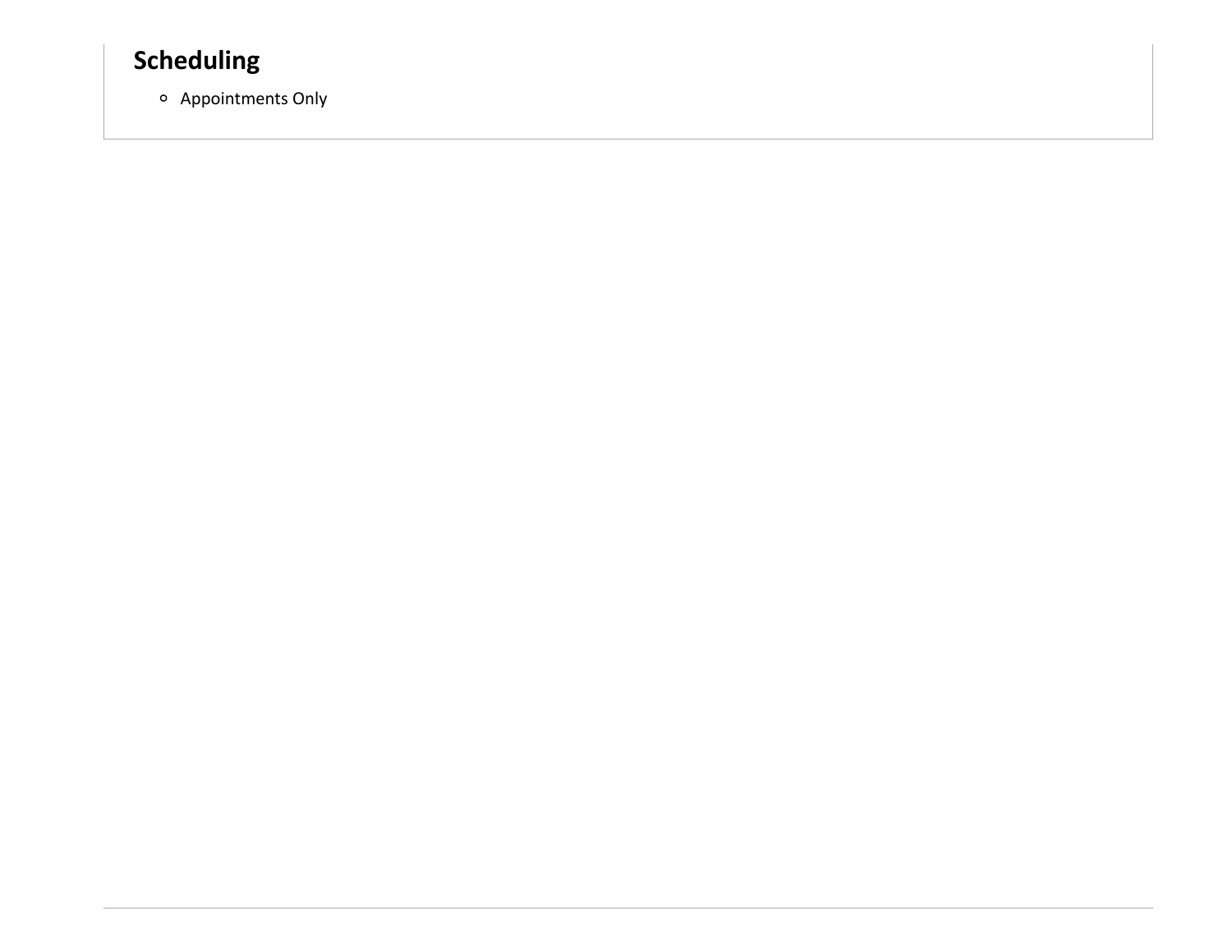## Scheduling

- Appointments Only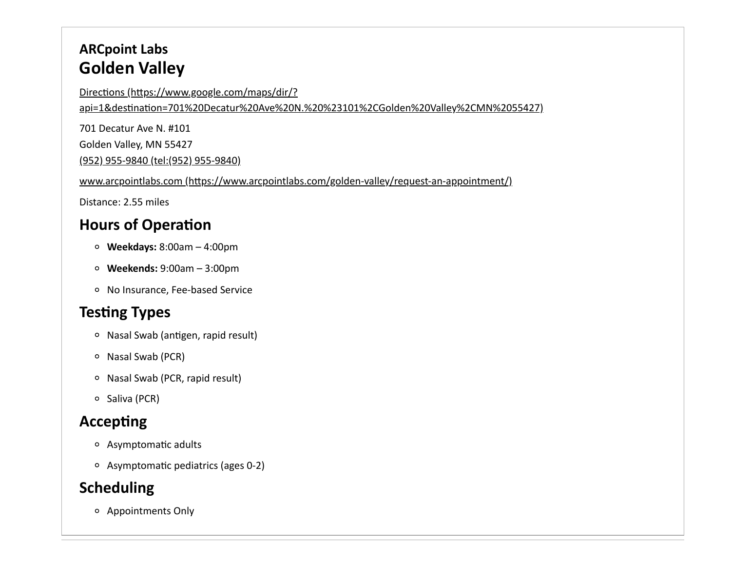**ARCpoint Labs**

## Golden Valley

Directions (https://www.google.com/maps/dir/?api=1&destination=701%20Decatur%20Ave%20N.%20%23101%2CGolden%20Valley%2CMN%2055427)

701 Decatur Ave N. #101
Golden Valley, MN 55427
(952) 955-9840 (tel:(952) 955-9840)

www.arcpointlabs.com (https://www.arcpointlabs.com/golden-valley/request-an-appointment/)

Distance: 2.55 miles

### Hours of Operation

- **Weekdays:** 8:00am – 4:00pm
- **Weekends:** 9:00am – 3:00pm
- No Insurance, Fee-based Service

### Testing Types

- Nasal Swab (antigen, rapid result)
- Nasal Swab (PCR)
- Nasal Swab (PCR, rapid result)
- Saliva (PCR)

### Accepting

- Asymptomatic adults
- Asymptomatic pediatrics (ages 0-2)

### Scheduling

- Appointments Only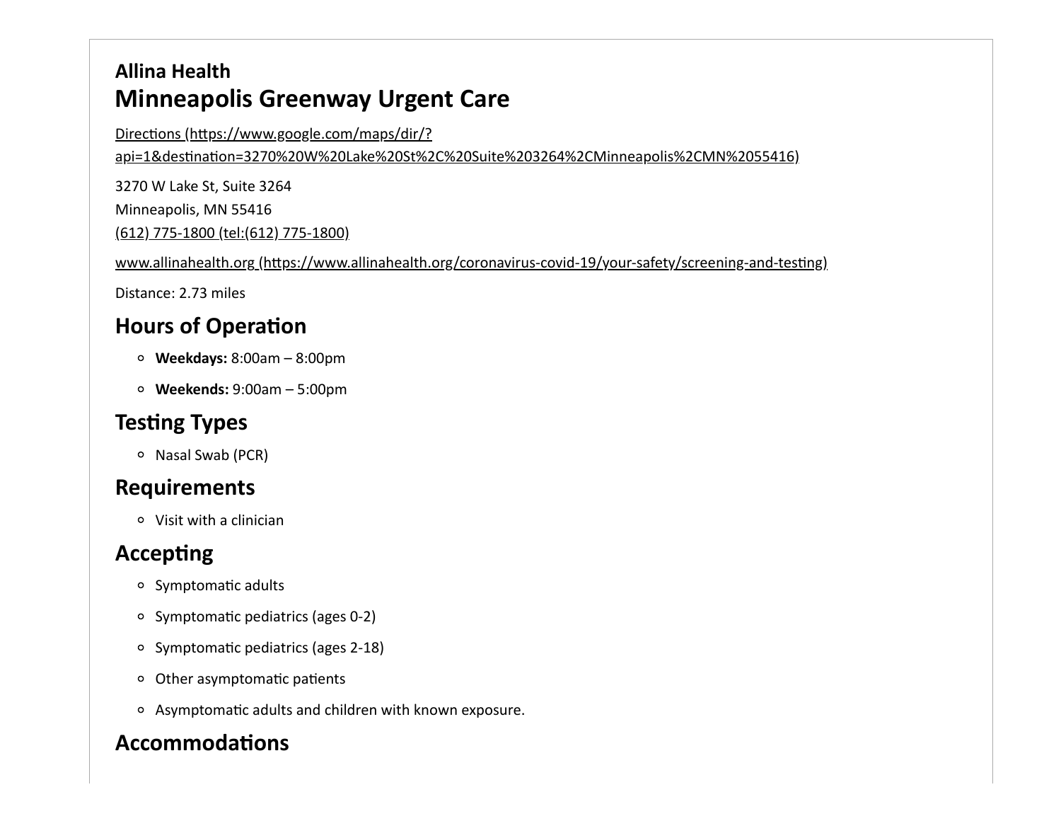**Allina Health**

## Minneapolis Greenway Urgent Care

Directions (https://www.google.com/maps/dir/?api=1&destination=3270%20W%20Lake%20St%2C%20Suite%203264%2CMinneapolis%2CMN%2055416)

3270 W Lake St, Suite 3264
Minneapolis, MN 55416
(612) 775-1800 (tel:(612) 775-1800)

www.allinahealth.org (https://www.allinahealth.org/coronavirus-covid-19/your-safety/screening-and-testing)

Distance: 2.73 miles

### Hours of Operation

- **Weekdays:** 8:00am – 8:00pm
- **Weekends:** 9:00am – 5:00pm

### Testing Types

- Nasal Swab (PCR)

### Requirements

- Visit with a clinician

### Accepting

- Symptomatic adults
- Symptomatic pediatrics (ages 0-2)
- Symptomatic pediatrics (ages 2-18)
- Other asymptomatic patients
- Asymptomatic adults and children with known exposure.

### Accommodations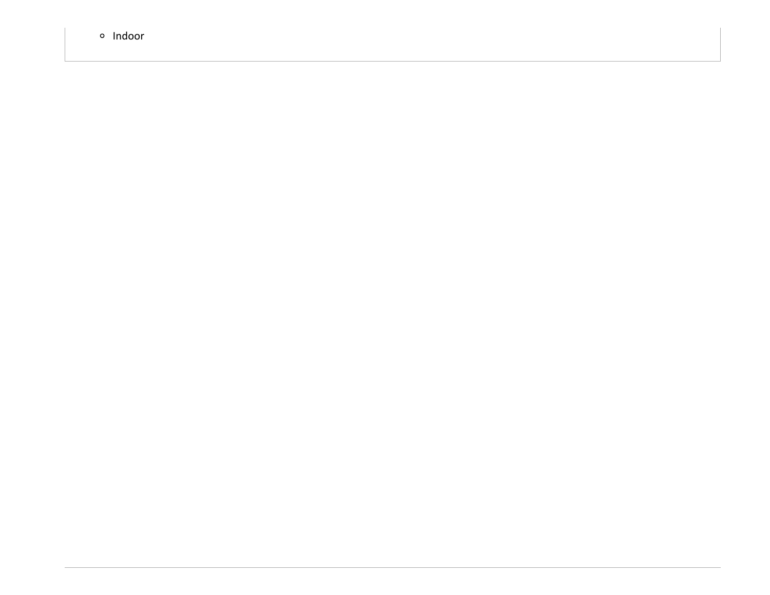- Indoor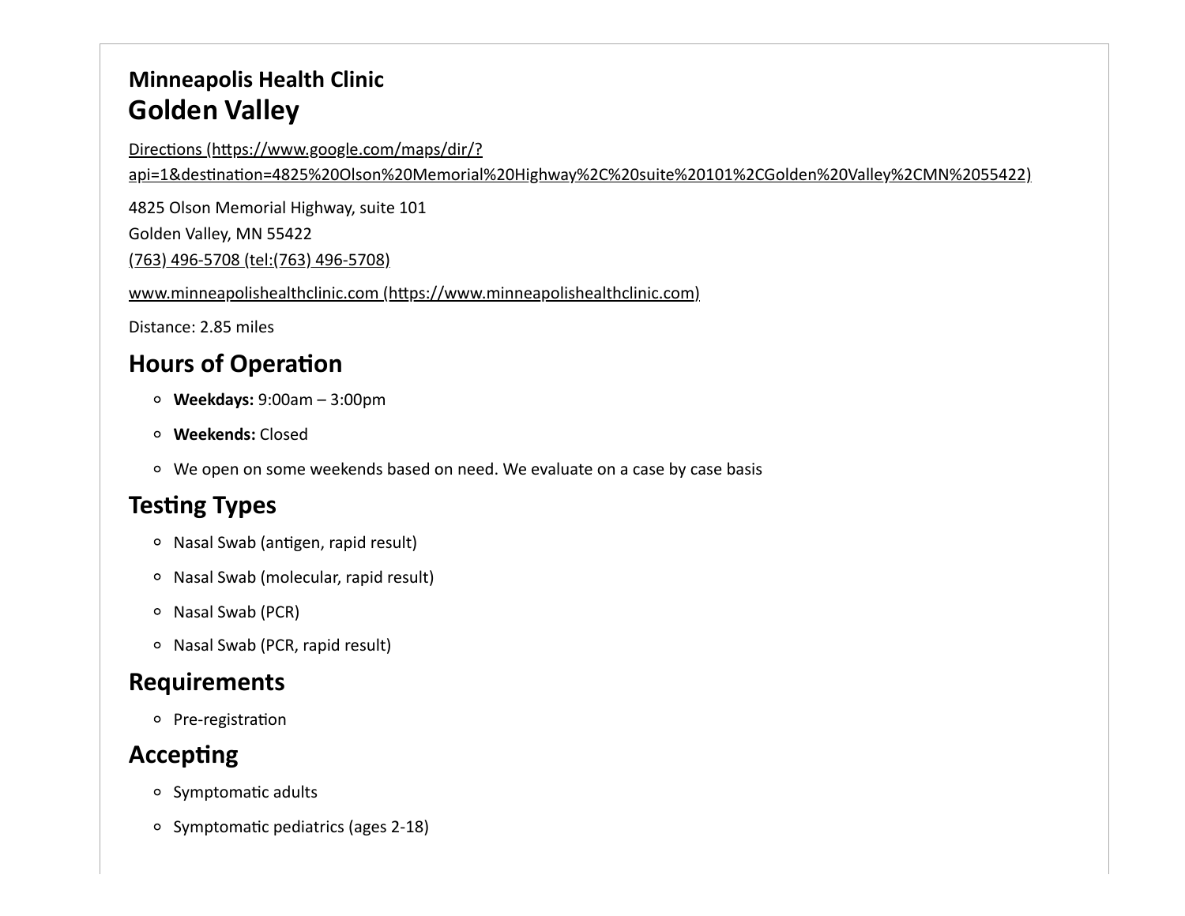**Minneapolis Health Clinic**

## Golden Valley

Directions (https://www.google.com/maps/dir/?api=1&destination=4825%20Olson%20Memorial%20Highway%2C%20suite%20101%2CGolden%20Valley%2CMN%2055422)

4825 Olson Memorial Highway, suite 101
Golden Valley, MN 55422
(763) 496-5708 (tel:(763) 496-5708)

www.minneapolishealthclinic.com (https://www.minneapolishealthclinic.com)

Distance: 2.85 miles

### Hours of Operation

- **Weekdays:** 9:00am – 3:00pm
- **Weekends:** Closed
- We open on some weekends based on need. We evaluate on a case by case basis

### Testing Types

- Nasal Swab (antigen, rapid result)
- Nasal Swab (molecular, rapid result)
- Nasal Swab (PCR)
- Nasal Swab (PCR, rapid result)

### Requirements

- Pre-registration

### Accepting

- Symptomatic adults
- Symptomatic pediatrics (ages 2-18)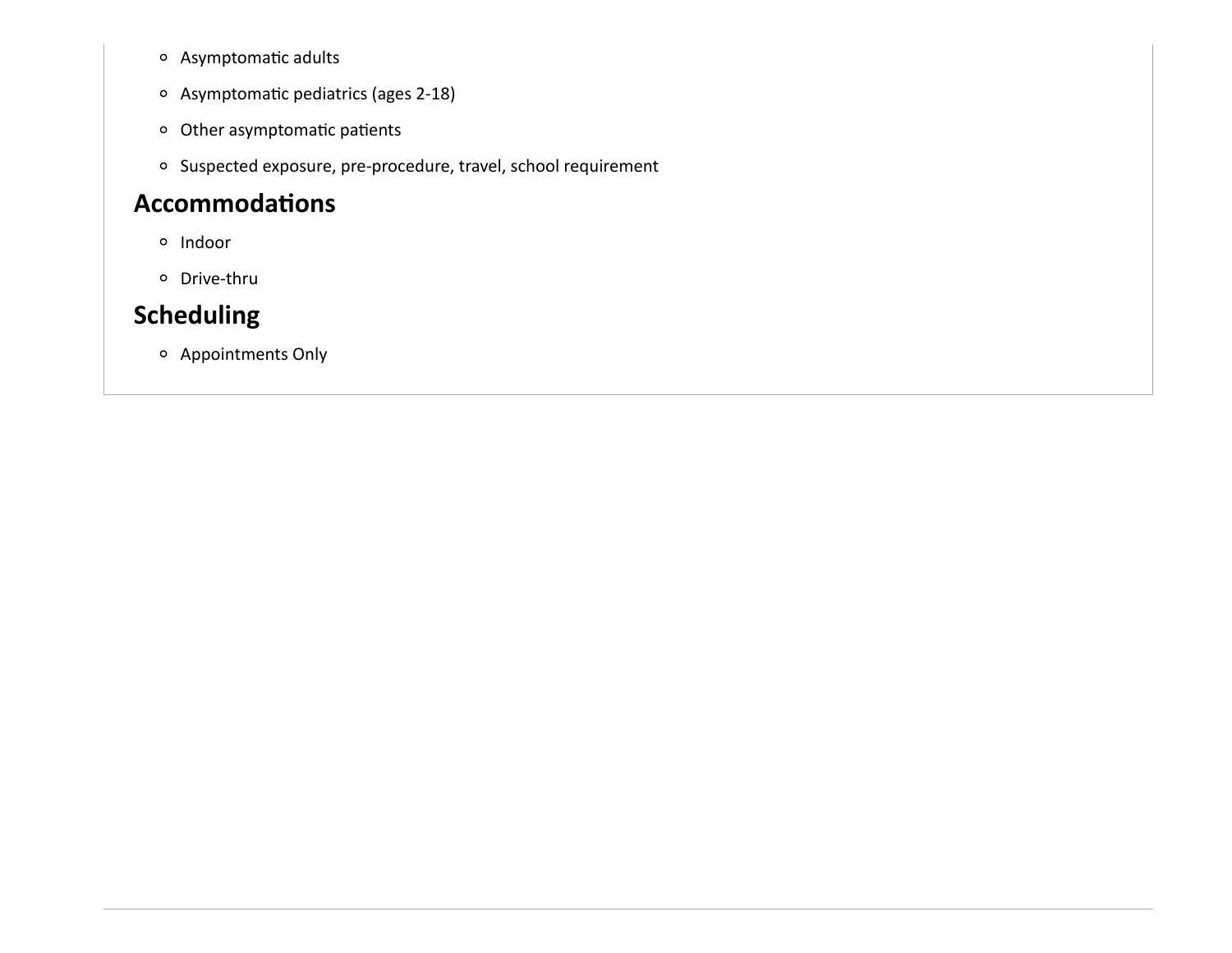- Asymptomatic adults
- Asymptomatic pediatrics (ages 2-18)
- Other asymptomatic patients
- Suspected exposure, pre-procedure, travel, school requirement

## Accommodations

- Indoor
- Drive-thru

## Scheduling

- Appointments Only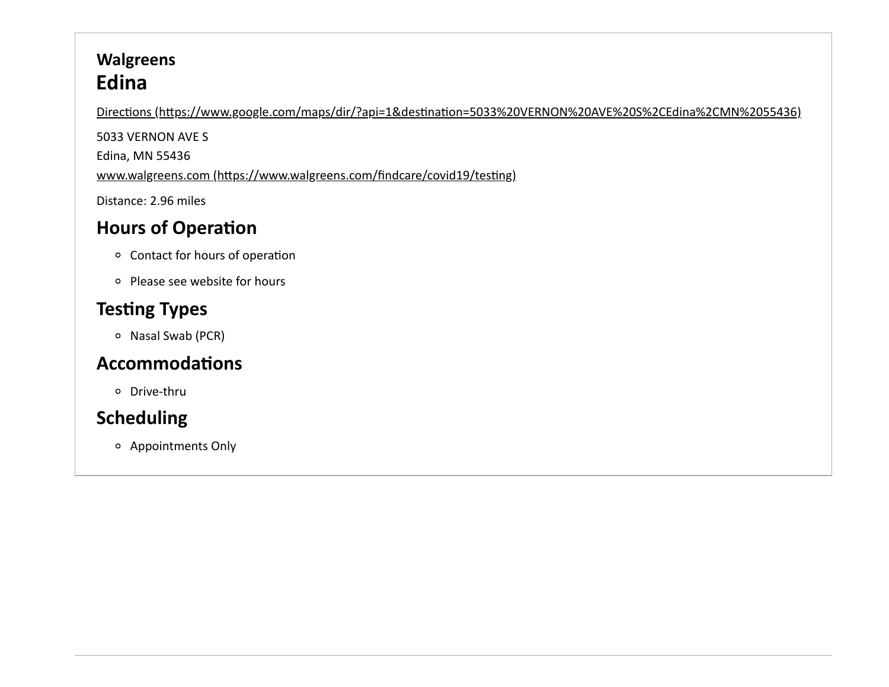**Walgreens**

## Edina

Directions (https://www.google.com/maps/dir/?api=1&destination=5033%20VERNON%20AVE%20S%2CEdina%2CMN%2055436)

5033 VERNON AVE S

Edina, MN 55436

www.walgreens.com (https://www.walgreens.com/findcare/covid19/testing)

Distance: 2.96 miles

### Hours of Operation

- Contact for hours of operation
- Please see website for hours

### Testing Types

- Nasal Swab (PCR)

### Accommodations

- Drive-thru

### Scheduling

- Appointments Only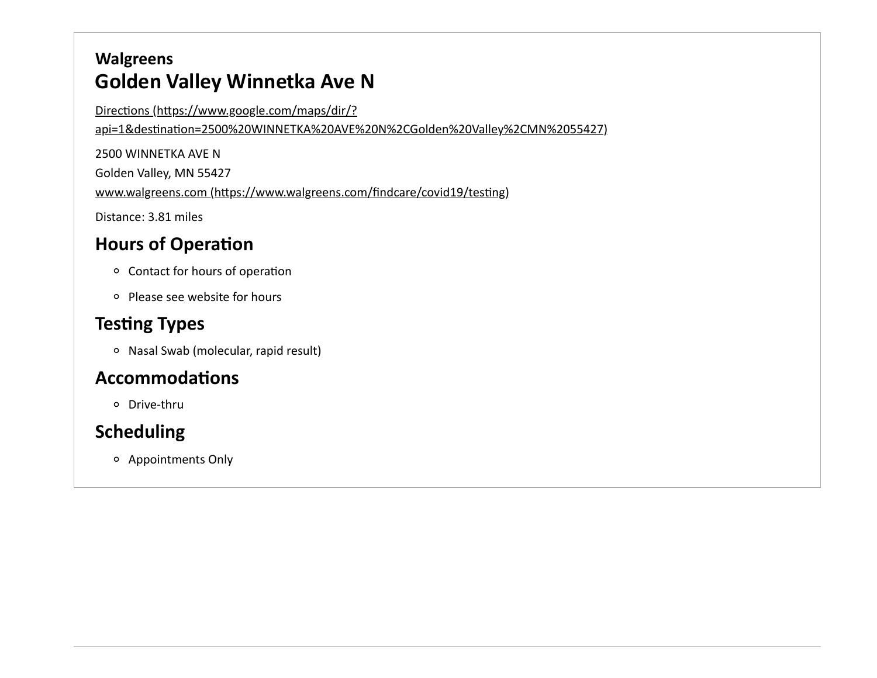**Walgreens**

## Golden Valley Winnetka Ave N

Directions (https://www.google.com/maps/dir/?api=1&destination=2500%20WINNETKA%20AVE%20N%2CGolden%20Valley%2CMN%2055427)

2500 WINNETKA AVE N

Golden Valley, MN 55427

www.walgreens.com (https://www.walgreens.com/findcare/covid19/testing)

Distance: 3.81 miles

### Hours of Operation

- Contact for hours of operation
- Please see website for hours

### Testing Types

- Nasal Swab (molecular, rapid result)

### Accommodations

- Drive-thru

### Scheduling

- Appointments Only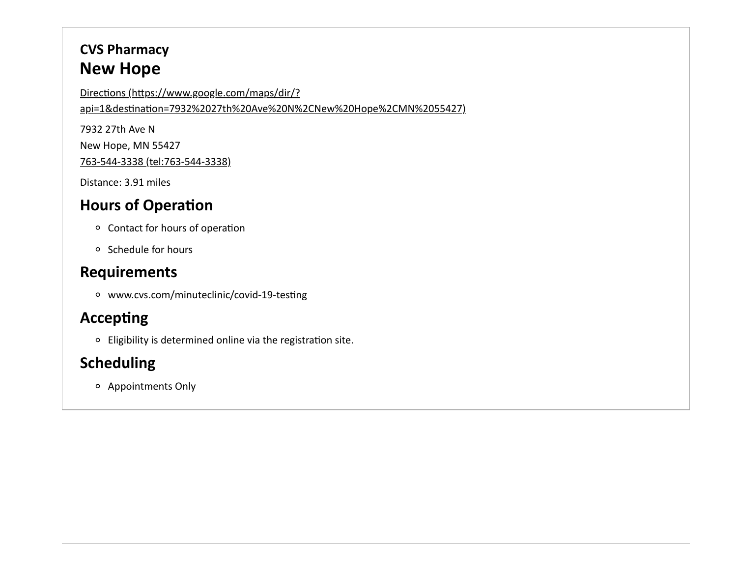**CVS Pharmacy**

## New Hope

Directions (https://www.google.com/maps/dir/?api=1&destination=7932%2027th%20Ave%20N%2CNew%20Hope%2CMN%2055427)

7932 27th Ave N
New Hope, MN 55427
763-544-3338 (tel:763-544-3338)

Distance: 3.91 miles

### Hours of Operation

- Contact for hours of operation
- Schedule for hours

### Requirements

- www.cvs.com/minuteclinic/covid-19-testing

### Accepting

- Eligibility is determined online via the registration site.

### Scheduling

- Appointments Only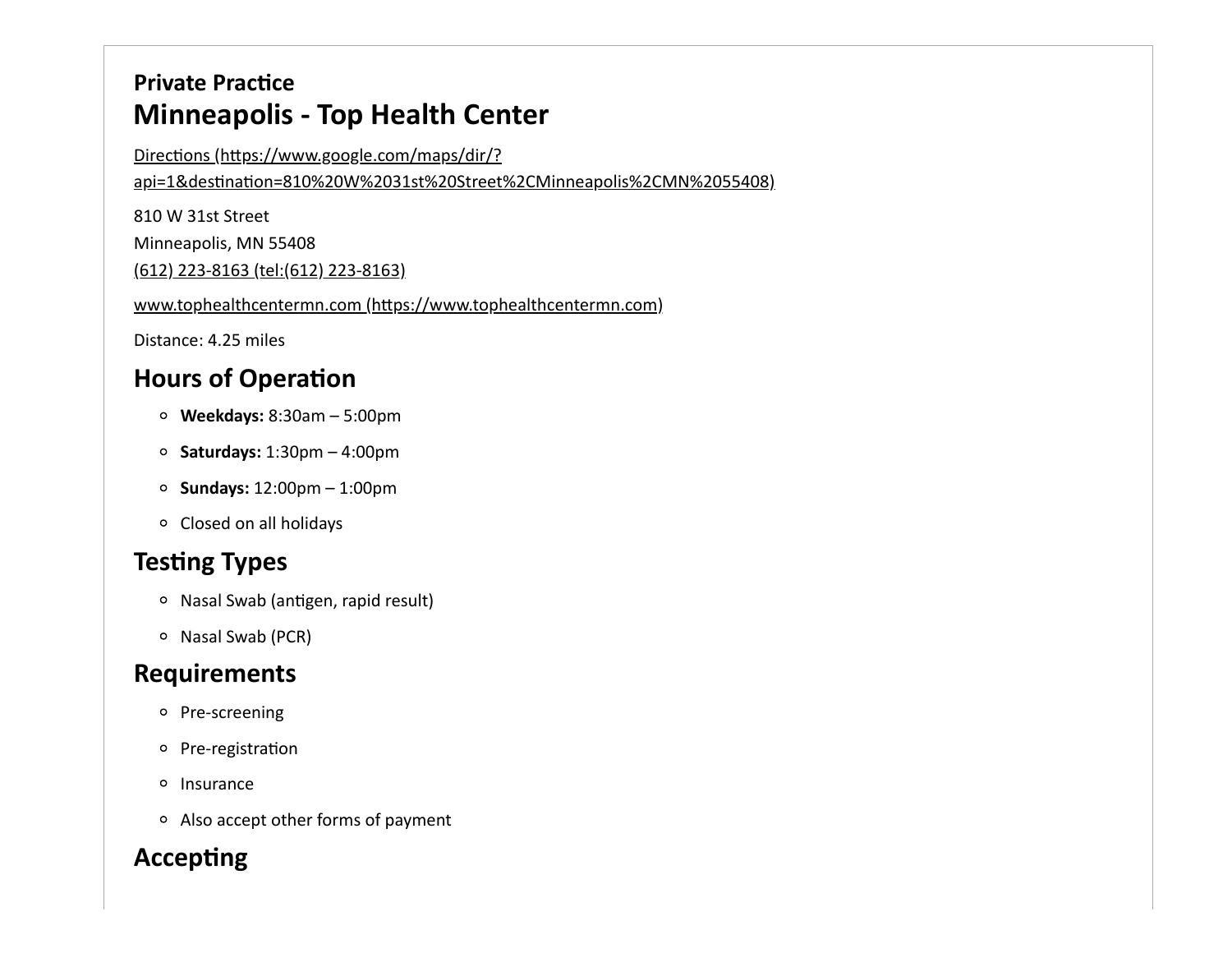**Private Practice**

## Minneapolis - Top Health Center

Directions (https://www.google.com/maps/dir/?api=1&destination=810%20W%2031st%20Street%2CMinneapolis%2CMN%2055408)

810 W 31st Street
Minneapolis, MN 55408
(612) 223-8163 (tel:(612) 223-8163)

www.tophealthcentermn.com (https://www.tophealthcentermn.com)

Distance: 4.25 miles

### Hours of Operation

- **Weekdays:** 8:30am – 5:00pm
- **Saturdays:** 1:30pm – 4:00pm
- **Sundays:** 12:00pm – 1:00pm
- Closed on all holidays

### Testing Types

- Nasal Swab (antigen, rapid result)
- Nasal Swab (PCR)

### Requirements

- Pre-screening
- Pre-registration
- Insurance
- Also accept other forms of payment

### Accepting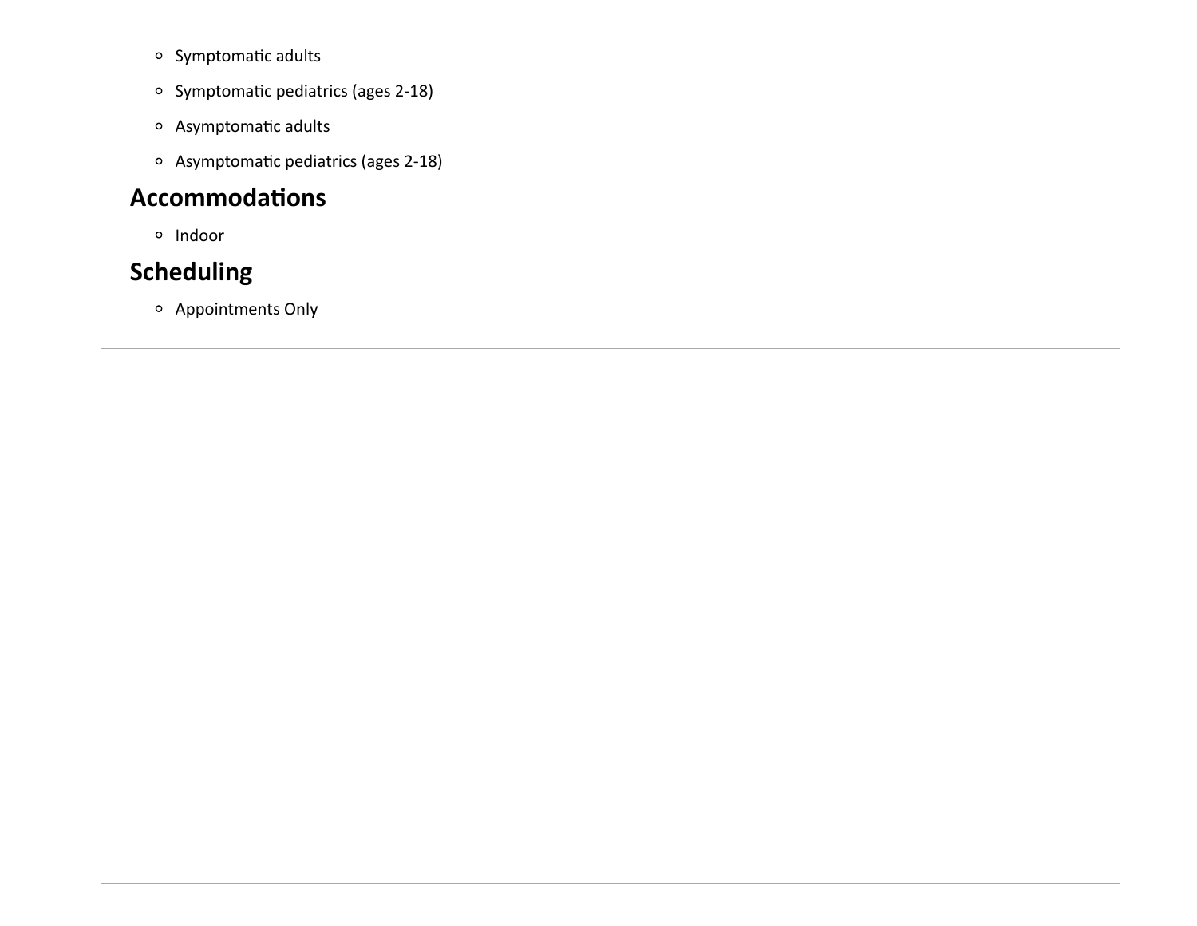- Symptomatic adults
- Symptomatic pediatrics (ages 2-18)
- Asymptomatic adults
- Asymptomatic pediatrics (ages 2-18)

## Accommodations

- Indoor

## Scheduling

- Appointments Only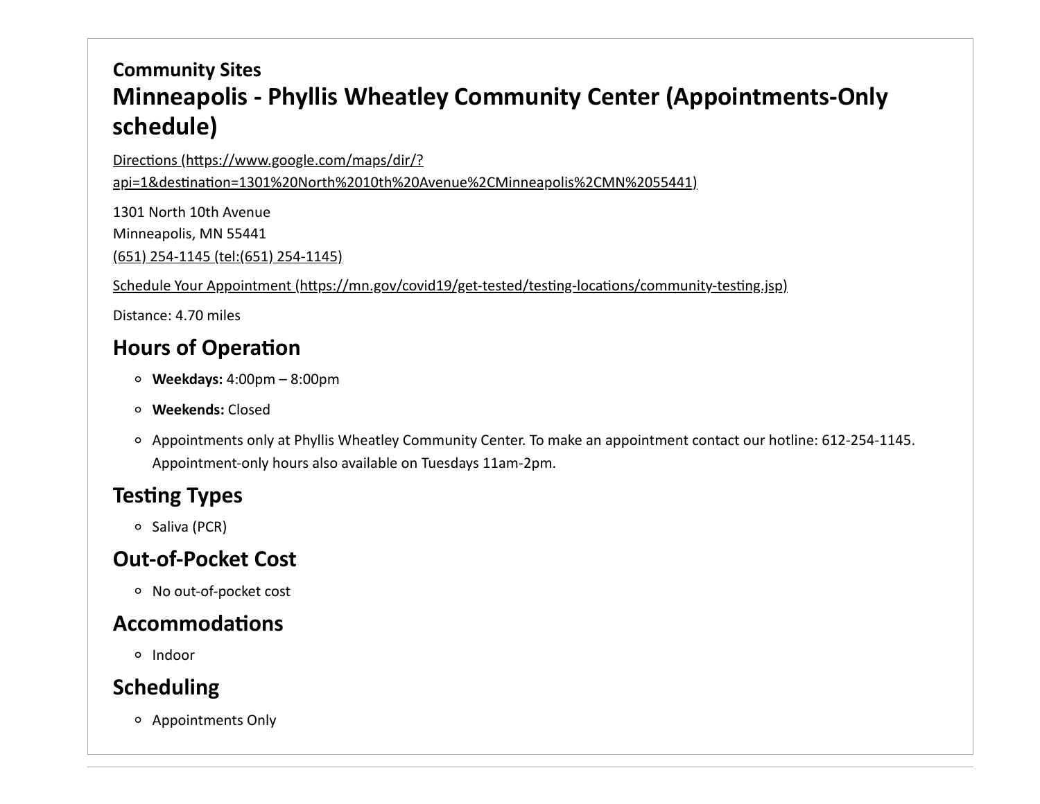**Community Sites**

## Minneapolis - Phyllis Wheatley Community Center (Appointments-Only schedule)

Directions (https://www.google.com/maps/dir/?api=1&destination=1301%20North%2010th%20Avenue%2CMinneapolis%2CMN%2055441)

1301 North 10th Avenue
Minneapolis, MN 55441
(651) 254-1145 (tel:(651) 254-1145)

Schedule Your Appointment (https://mn.gov/covid19/get-tested/testing-locations/community-testing.jsp)

Distance: 4.70 miles

### Hours of Operation

- **Weekdays:** 4:00pm – 8:00pm
- **Weekends:** Closed
- Appointments only at Phyllis Wheatley Community Center. To make an appointment contact our hotline: 612-254-1145. Appointment-only hours also available on Tuesdays 11am-2pm.

### Testing Types

- Saliva (PCR)

### Out-of-Pocket Cost

- No out-of-pocket cost

### Accommodations

- Indoor

### Scheduling

- Appointments Only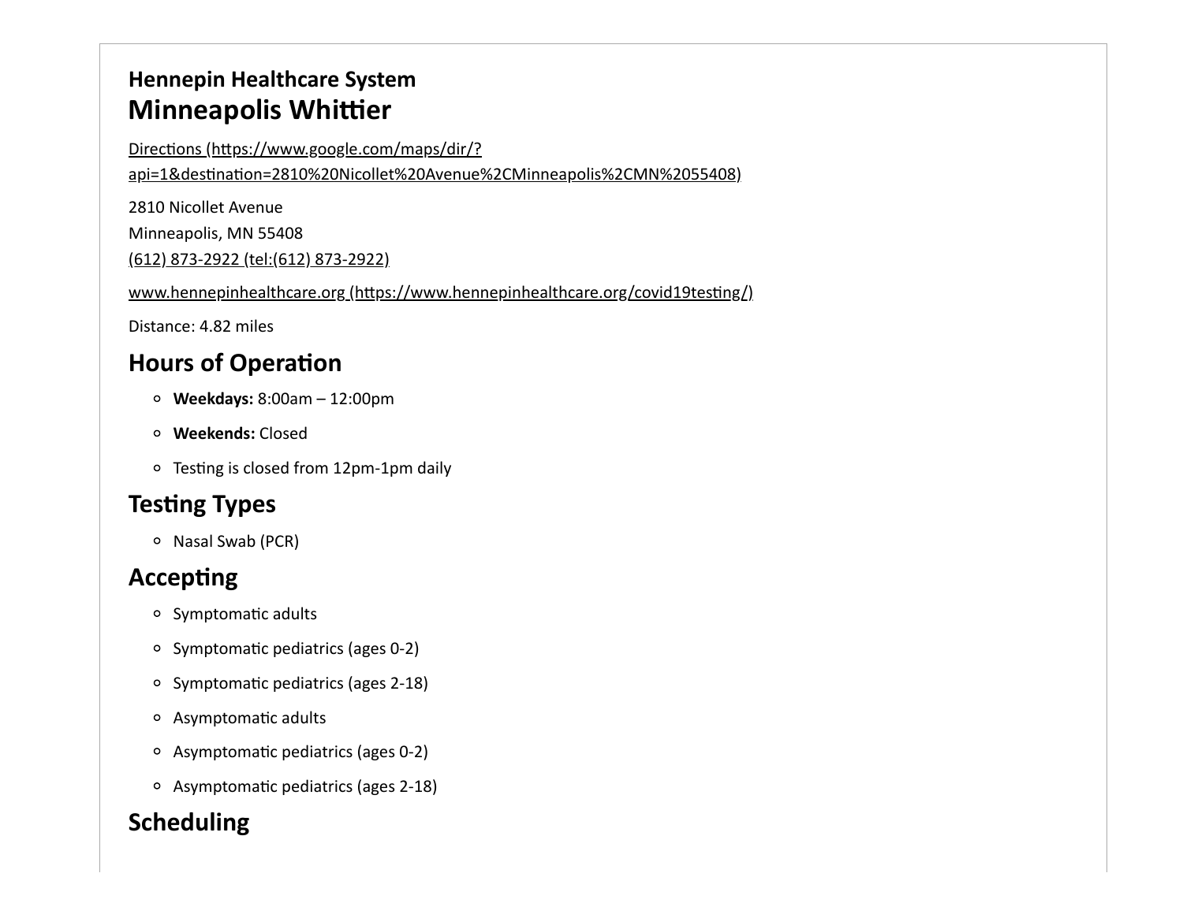**Hennepin Healthcare System**

## Minneapolis Whittier

Directions (https://www.google.com/maps/dir/?api=1&destination=2810%20Nicollet%20Avenue%2CMinneapolis%2CMN%2055408)

2810 Nicollet Avenue
Minneapolis, MN 55408
(612) 873-2922 (tel:(612) 873-2922)

www.hennepinhealthcare.org (https://www.hennepinhealthcare.org/covid19testing/)

Distance: 4.82 miles

### Hours of Operation

- **Weekdays:** 8:00am – 12:00pm
- **Weekends:** Closed
- Testing is closed from 12pm-1pm daily

### Testing Types

- Nasal Swab (PCR)

### Accepting

- Symptomatic adults
- Symptomatic pediatrics (ages 0-2)
- Symptomatic pediatrics (ages 2-18)
- Asymptomatic adults
- Asymptomatic pediatrics (ages 0-2)
- Asymptomatic pediatrics (ages 2-18)

### Scheduling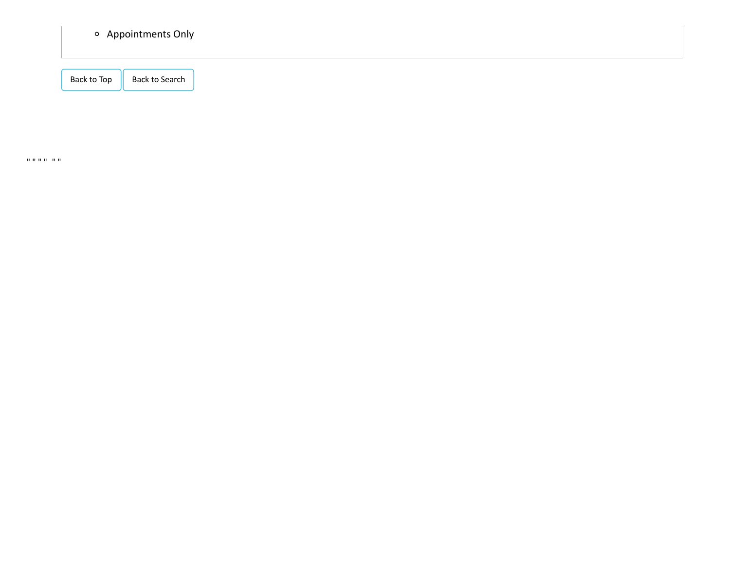- Appointments Only

Back to Top Back to Search

" " " " " "